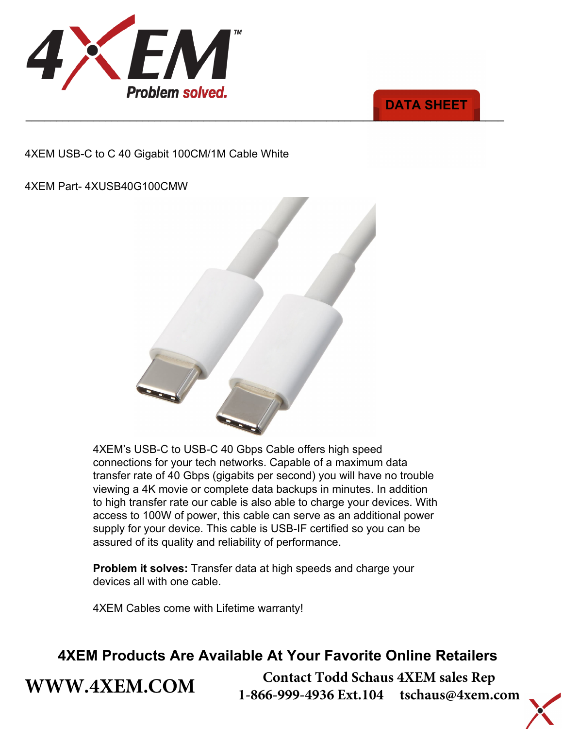4XEM™ Problem solved.

DATA SHEET

4XEM USB-C to C 40 Gigabit 100CM/1M Cable White

4XEM Part- 4XUSB40G100CMW

4XEM's USB-C to USB-C 40 Gbps Cable offers high speed connections for your tech networks. Capable of a maximum data transfer rate of 40 Gbps (gigabits per second) you will have no trouble viewing a 4K movie or complete data backups in minutes. In addition to high transfer rate our cable is also able to charge your devices. With access to 100W of power, this cable can serve as an additional power supply for your device. This cable is USB-IF certified so you can be assured of its quality and reliability of performance.

**Problem it solves:** Transfer data at high speeds and charge your devices all with one cable.

4XEM Cables come with Lifetime warranty!

**4XEM Products Are Available At Your Favorite Online Retailers**

**WWW.4XEM.COM**

**Contact Todd Schaus 4XEM sales Rep**
**1-866-999-4936 Ext.104 tschaus@4xem.com**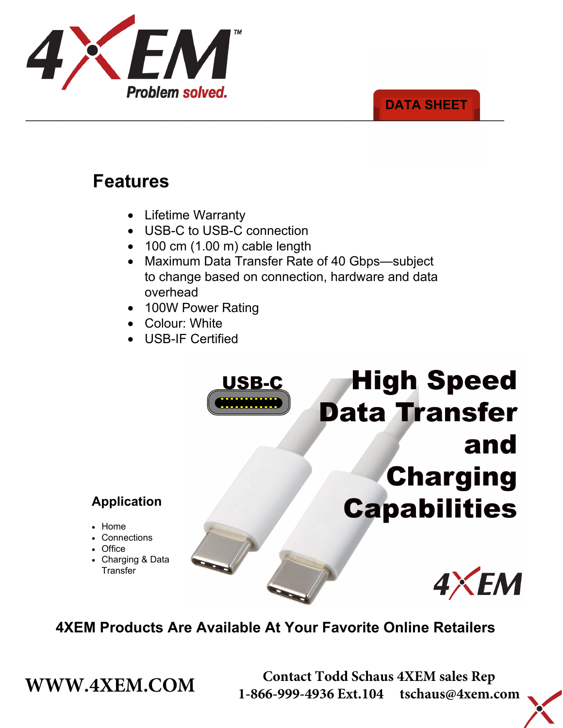4XEM™
Problem solved.

DATA SHEET

## Features

- Lifetime Warranty
- USB-C to USB-C connection
- 100 cm (1.00 m) cable length
- Maximum Data Transfer Rate of 40 Gbps—subject to change based on connection, hardware and data overhead
- 100W Power Rating
- Colour: White
- USB-IF Certified

USB-C

# High Speed Data Transfer and Charging Capabilities

### Application

- Home
- Connections
- Office
- Charging & Data Transfer

4XEM

**4XEM Products Are Available At Your Favorite Online Retailers**

**WWW.4XEM.COM**

**Contact Todd Schaus 4XEM sales Rep**
**1-866-999-4936 Ext.104 tschaus@4xem.com**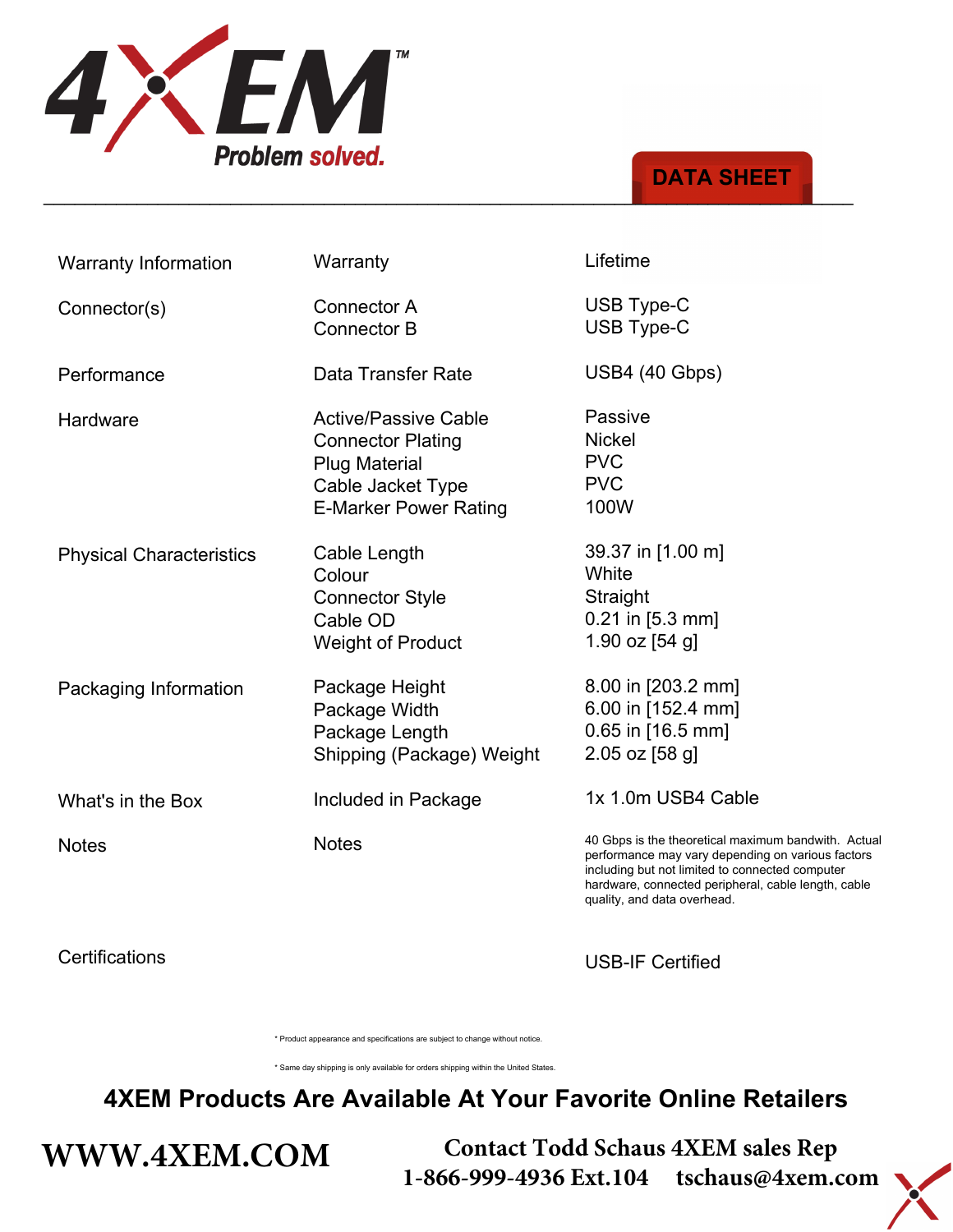4XEM™

Problem solved.

DATA SHEET

| | | |
|---|---|---|
| Warranty Information | Warranty | Lifetime |
| Connector(s) | Connector A<br>Connector B | USB Type-C<br>USB Type-C |
| Performance | Data Transfer Rate | USB4 (40 Gbps) |
| Hardware | Active/Passive Cable<br>Connector Plating<br>Plug Material<br>Cable Jacket Type<br>E-Marker Power Rating | Passive<br>Nickel<br>PVC<br>PVC<br>100W |
| Physical Characteristics | Cable Length<br>Colour<br>Connector Style<br>Cable OD<br>Weight of Product | 39.37 in [1.00 m]<br>White<br>Straight<br>0.21 in [5.3 mm]<br>1.90 oz [54 g] |
| Packaging Information | Package Height<br>Package Width<br>Package Length<br>Shipping (Package) Weight | 8.00 in [203.2 mm]<br>6.00 in [152.4 mm]<br>0.65 in [16.5 mm]<br>2.05 oz [58 g] |
| What's in the Box | Included in Package | 1x 1.0m USB4 Cable |
| Notes | Notes | 40 Gbps is the theoretical maximum bandwidth. Actual performance may vary depending on various factors including but not limited to connected computer hardware, connected peripheral, cable length, cable quality, and data overhead. |
| Certifications | | USB-IF Certified |

* Product appearance and specifications are subject to change without notice.

* Same day shipping is only available for orders shipping within the United States.

**4XEM Products Are Available At Your Favorite Online Retailers**

**WWW.4XEM.COM**

**Contact Todd Schaus 4XEM sales Rep**
**1-866-999-4936 Ext.104 tschaus@4xem.com**